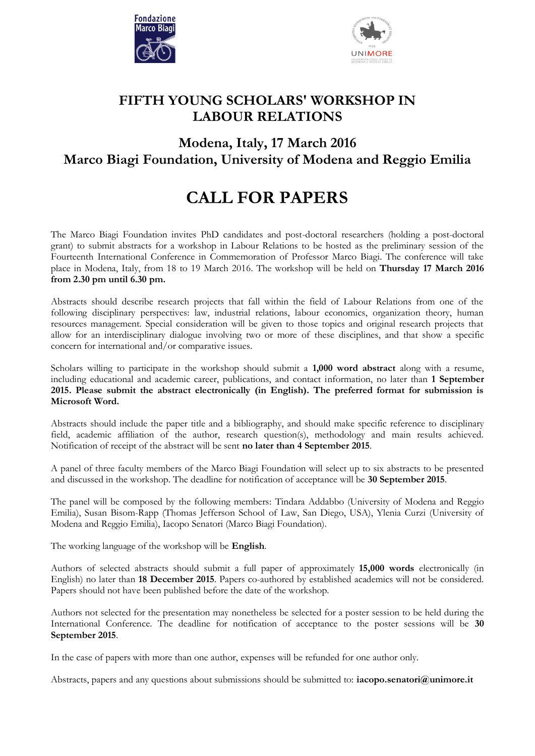# FIFTH YOUNG SCHOLARS' WORKSHOP IN LABOUR RELATIONS

## Modena, Italy, 17 March 2016
## Marco Biagi Foundation, University of Modena and Reggio Emilia

# CALL FOR PAPERS

The Marco Biagi Foundation invites PhD candidates and post-doctoral researchers (holding a post-doctoral grant) to submit abstracts for a workshop in Labour Relations to be hosted as the preliminary session of the Fourteenth International Conference in Commemoration of Professor Marco Biagi. The conference will take place in Modena, Italy, from 18 to 19 March 2016. The workshop will be held on **Thursday 17 March 2016 from 2.30 pm until 6.30 pm.**

Abstracts should describe research projects that fall within the field of Labour Relations from one of the following disciplinary perspectives: law, industrial relations, labour economics, organization theory, human resources management. Special consideration will be given to those topics and original research projects that allow for an interdisciplinary dialogue involving two or more of these disciplines, and that show a specific concern for international and/or comparative issues.

Scholars willing to participate in the workshop should submit a **1,000 word abstract** along with a resume, including educational and academic career, publications, and contact information, no later than **1 September 2015. Please submit the abstract electronically (in English). The preferred format for submission is Microsoft Word.**

Abstracts should include the paper title and a bibliography, and should make specific reference to disciplinary field, academic affiliation of the author, research question(s), methodology and main results achieved. Notification of receipt of the abstract will be sent **no later than 4 September 2015**.

A panel of three faculty members of the Marco Biagi Foundation will select up to six abstracts to be presented and discussed in the workshop. The deadline for notification of acceptance will be **30 September 2015**.

The panel will be composed by the following members: Tindara Addabbo (University of Modena and Reggio Emilia), Susan Bisom-Rapp (Thomas Jefferson School of Law, San Diego, USA), Ylenia Curzi (University of Modena and Reggio Emilia), Iacopo Senatori (Marco Biagi Foundation).

The working language of the workshop will be **English**.

Authors of selected abstracts should submit a full paper of approximately **15,000 words** electronically (in English) no later than **18 December 2015**. Papers co-authored by established academics will not be considered. Papers should not have been published before the date of the workshop.

Authors not selected for the presentation may nonetheless be selected for a poster session to be held during the International Conference. The deadline for notification of acceptance to the poster sessions will be **30 September 2015**.

In the case of papers with more than one author, expenses will be refunded for one author only.

Abstracts, papers and any questions about submissions should be submitted to: **iacopo.senatori@unimore.it**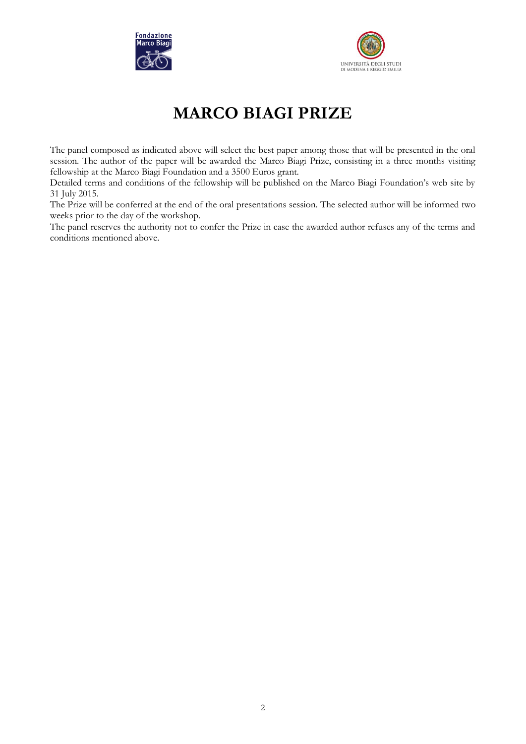# MARCO BIAGI PRIZE

The panel composed as indicated above will select the best paper among those that will be presented in the oral session. The author of the paper will be awarded the Marco Biagi Prize, consisting in a three months visiting fellowship at the Marco Biagi Foundation and a 3500 Euros grant.

Detailed terms and conditions of the fellowship will be published on the Marco Biagi Foundation's web site by 31 July 2015.

The Prize will be conferred at the end of the oral presentations session. The selected author will be informed two weeks prior to the day of the workshop.

The panel reserves the authority not to confer the Prize in case the awarded author refuses any of the terms and conditions mentioned above.